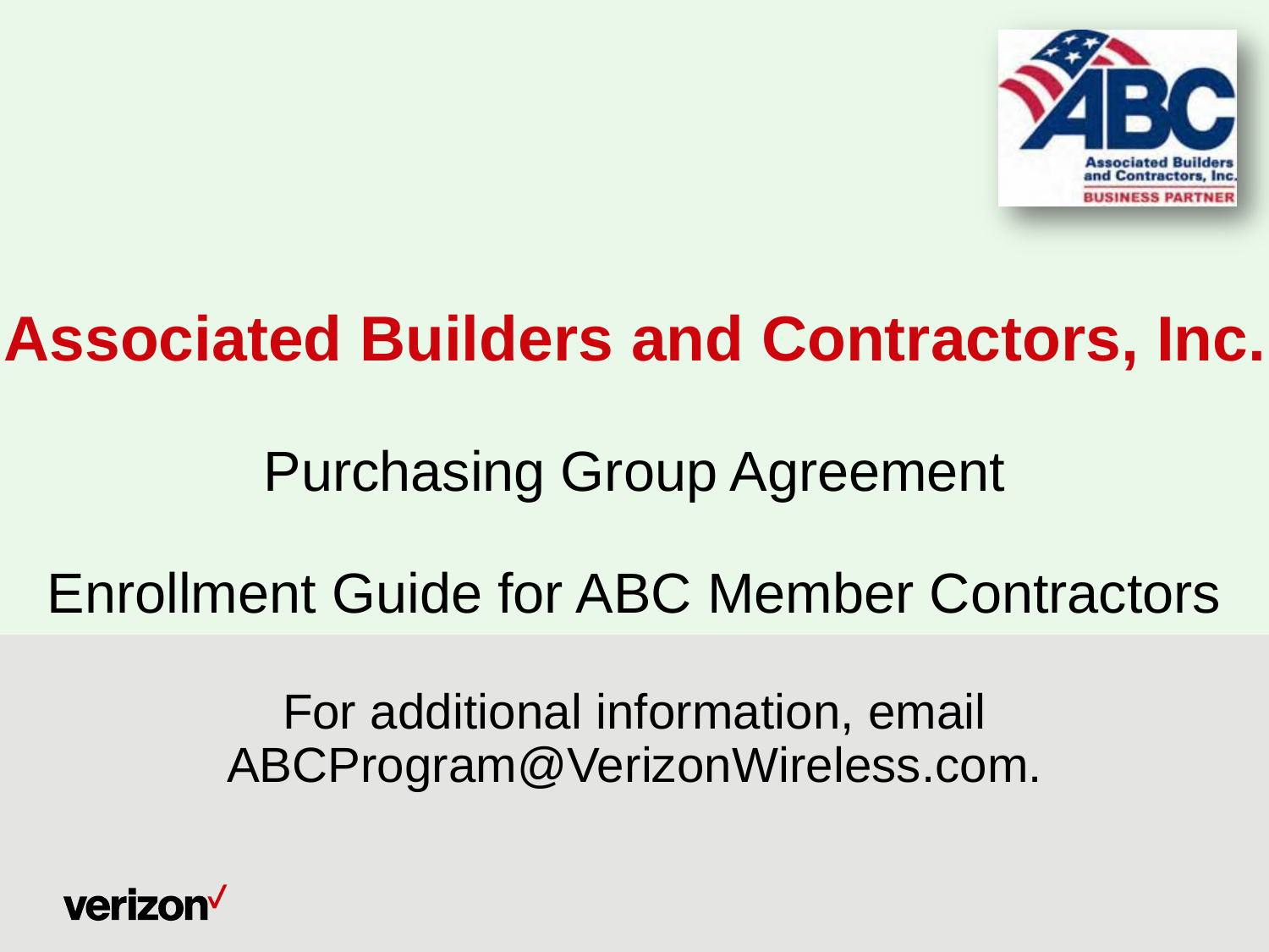# Associated Builders and Contractors, Inc.

## Purchasing Group Agreement

## Enrollment Guide for ABC Member Contractors

For additional information, email ABCProgram@VerizonWireless.com.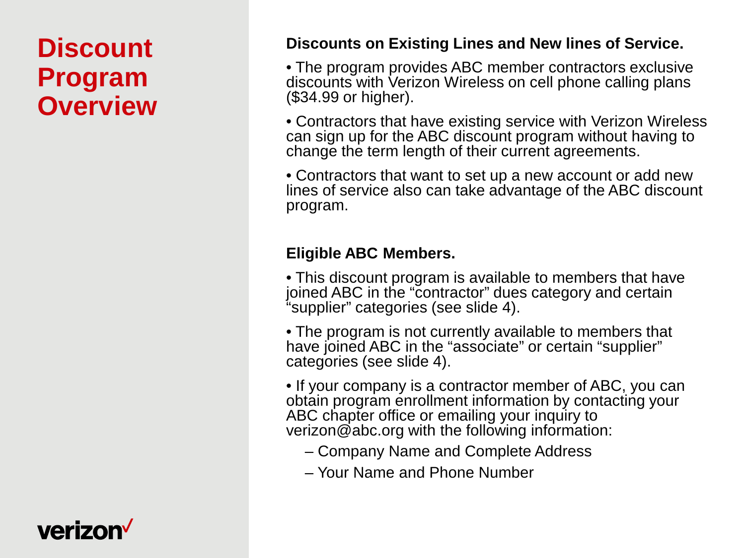# Discount Program Overview

**Discounts on Existing Lines and New lines of Service.**

- The program provides ABC member contractors exclusive discounts with Verizon Wireless on cell phone calling plans ($34.99 or higher).
- Contractors that have existing service with Verizon Wireless can sign up for the ABC discount program without having to change the term length of their current agreements.
- Contractors that want to set up a new account or add new lines of service also can take advantage of the ABC discount program.

**Eligible ABC Members.**

- This discount program is available to members that have joined ABC in the "contractor" dues category and certain "supplier" categories (see slide 4).
- The program is not currently available to members that have joined ABC in the "associate" or certain "supplier" categories (see slide 4).
- If your company is a contractor member of ABC, you can obtain program enrollment information by contacting your ABC chapter office or emailing your inquiry to verizon@abc.org with the following information:
  - Company Name and Complete Address
  - Your Name and Phone Number

verizon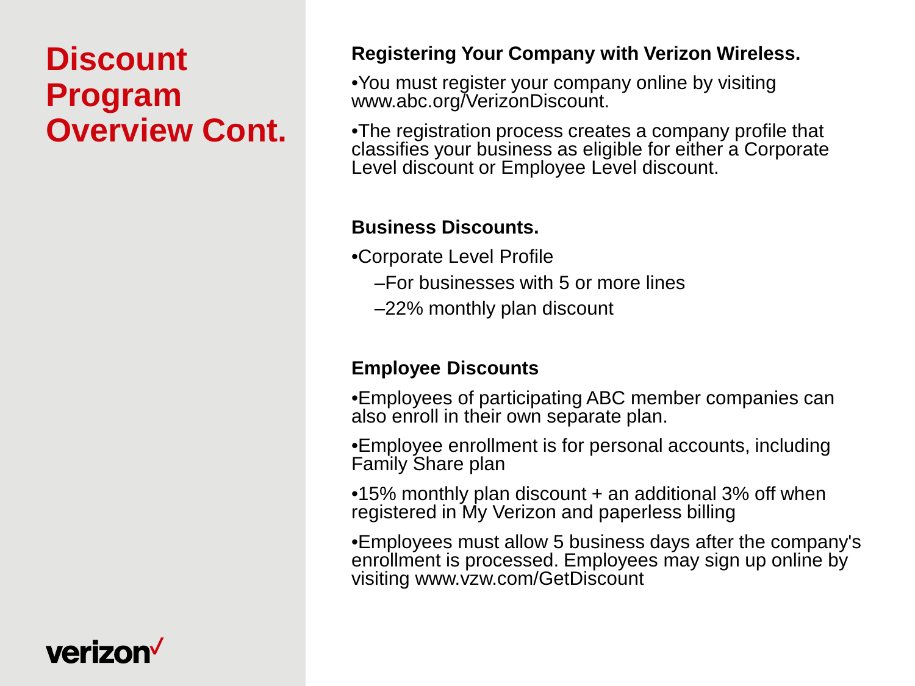# Discount Program Overview Cont.

**Registering Your Company with Verizon Wireless.**

- You must register your company online by visiting www.abc.org/VerizonDiscount.
- The registration process creates a company profile that classifies your business as eligible for either a Corporate Level discount or Employee Level discount.

**Business Discounts.**

- Corporate Level Profile
  - For businesses with 5 or more lines
  - 22% monthly plan discount

**Employee Discounts**

- Employees of participating ABC member companies can also enroll in their own separate plan.
- Employee enrollment is for personal accounts, including Family Share plan
- 15% monthly plan discount + an additional 3% off when registered in My Verizon and paperless billing
- Employees must allow 5 business days after the company's enrollment is processed. Employees may sign up online by visiting www.vzw.com/GetDiscount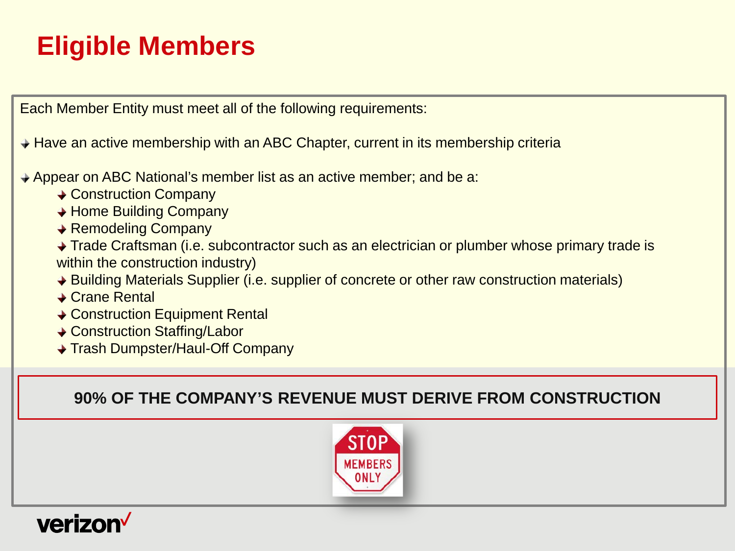# Eligible Members

Each Member Entity must meet all of the following requirements:

- Have an active membership with an ABC Chapter, current in its membership criteria
- Appear on ABC National's member list as an active member; and be a:
  - Construction Company
  - Home Building Company
  - Remodeling Company
  - Trade Craftsman (i.e. subcontractor such as an electrician or plumber whose primary trade is within the construction industry)
  - Building Materials Supplier (i.e. supplier of concrete or other raw construction materials)
  - Crane Rental
  - Construction Equipment Rental
  - Construction Staffing/Labor
  - Trash Dumpster/Haul-Off Company

**90% OF THE COMPANY'S REVENUE MUST DERIVE FROM CONSTRUCTION**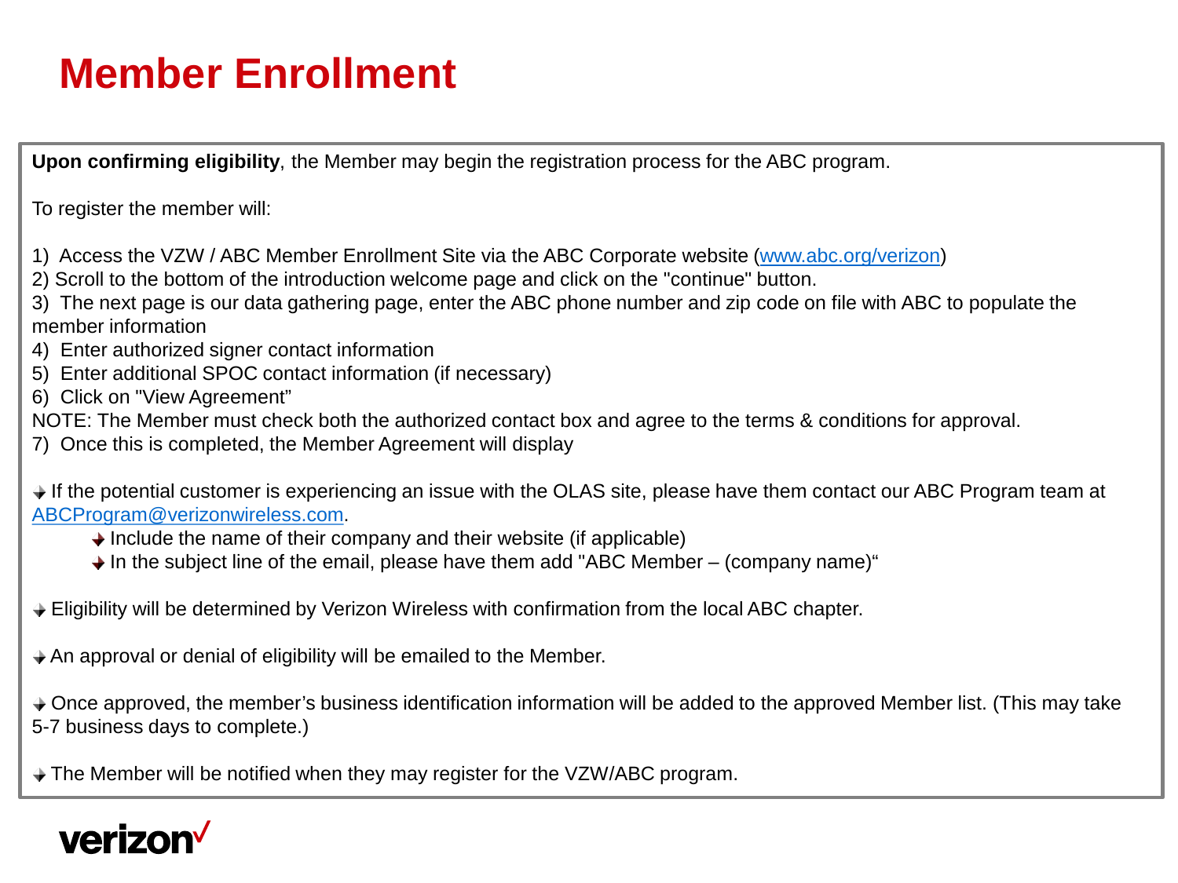# Member Enrollment

**Upon confirming eligibility**, the Member may begin the registration process for the ABC program.

To register the member will:

1) Access the VZW / ABC Member Enrollment Site via the ABC Corporate website (www.abc.org/verizon)
2) Scroll to the bottom of the introduction welcome page and click on the "continue" button.
3) The next page is our data gathering page, enter the ABC phone number and zip code on file with ABC to populate the member information
4) Enter authorized signer contact information
5) Enter additional SPOC contact information (if necessary)
6) Click on "View Agreement"

NOTE: The Member must check both the authorized contact box and agree to the terms & conditions for approval.

7) Once this is completed, the Member Agreement will display

- If the potential customer is experiencing an issue with the OLAS site, please have them contact our ABC Program team at ABCProgram@verizonwireless.com.
  - Include the name of their company and their website (if applicable)
  - In the subject line of the email, please have them add "ABC Member – (company name)"

- Eligibility will be determined by Verizon Wireless with confirmation from the local ABC chapter.

- An approval or denial of eligibility will be emailed to the Member.

- Once approved, the member's business identification information will be added to the approved Member list. (This may take 5-7 business days to complete.)

- The Member will be notified when they may register for the VZW/ABC program.

verizon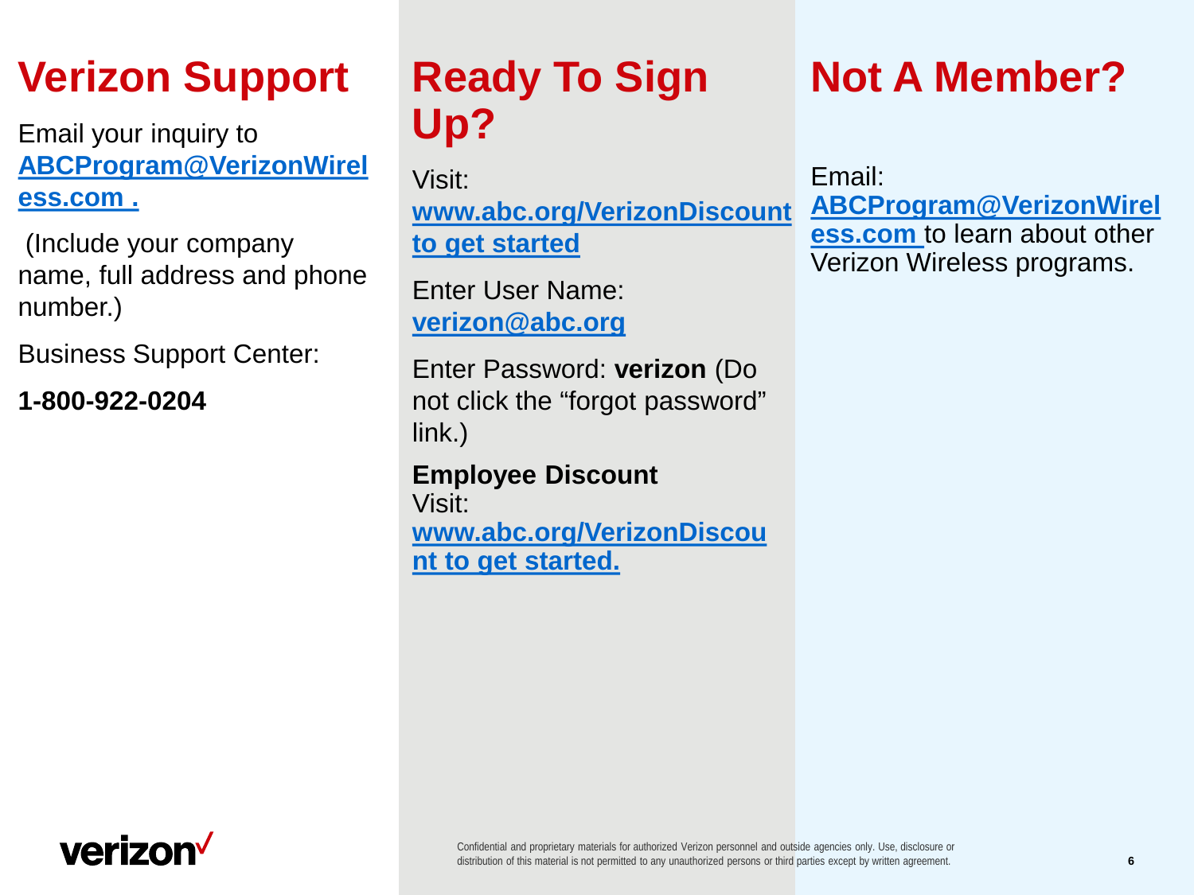# Verizon Support

Email your inquiry to **ABCProgram@VerizonWireless.com .**

(Include your company name, full address and phone number.)

Business Support Center:

**1-800-922-0204**

# Ready To Sign Up?

Visit: **www.abc.org/VerizonDiscount to get started**

Enter User Name: **verizon@abc.org**

Enter Password: **verizon** (Do not click the “forgot password” link.)

**Employee Discount**
Visit: **www.abc.org/VerizonDiscount to get started.**

# Not A Member?

Email: **ABCProgram@VerizonWireless.com** to learn about other Verizon Wireless programs.

Confidential and proprietary materials for authorized Verizon personnel and outside agencies only. Use, disclosure or distribution of this material is not permitted to any unauthorized persons or third parties except by written agreement.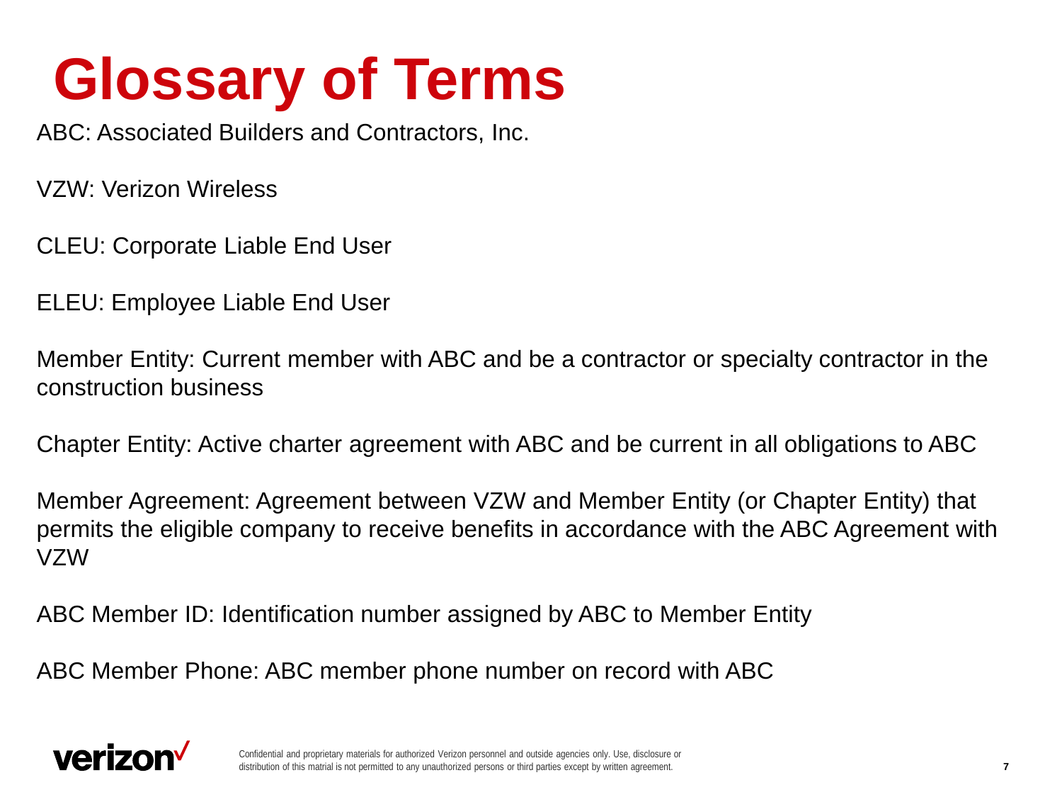# Glossary of Terms

ABC: Associated Builders and Contractors, Inc.

VZW: Verizon Wireless

CLEU: Corporate Liable End User

ELEU: Employee Liable End User

Member Entity: Current member with ABC and be a contractor or specialty contractor in the construction business

Chapter Entity: Active charter agreement with ABC and be current in all obligations to ABC

Member Agreement: Agreement between VZW and Member Entity (or Chapter Entity) that permits the eligible company to receive benefits in accordance with the ABC Agreement with VZW

ABC Member ID: Identification number assigned by ABC to Member Entity

ABC Member Phone: ABC member phone number on record with ABC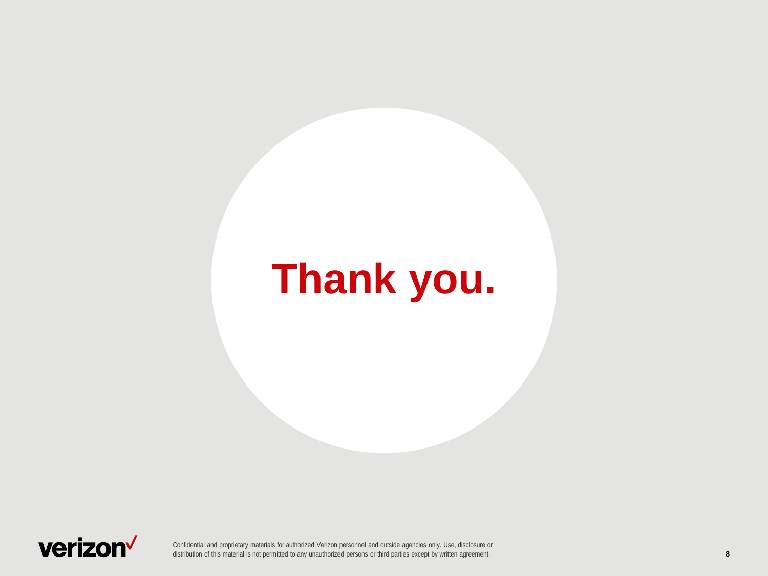# Thank you.

verizon

Confidential and proprietary materials for authorized Verizon personnel and outside agencies only. Use, disclosure or distribution of this material is not permitted to any unauthorized persons or third parties except by written agreement.